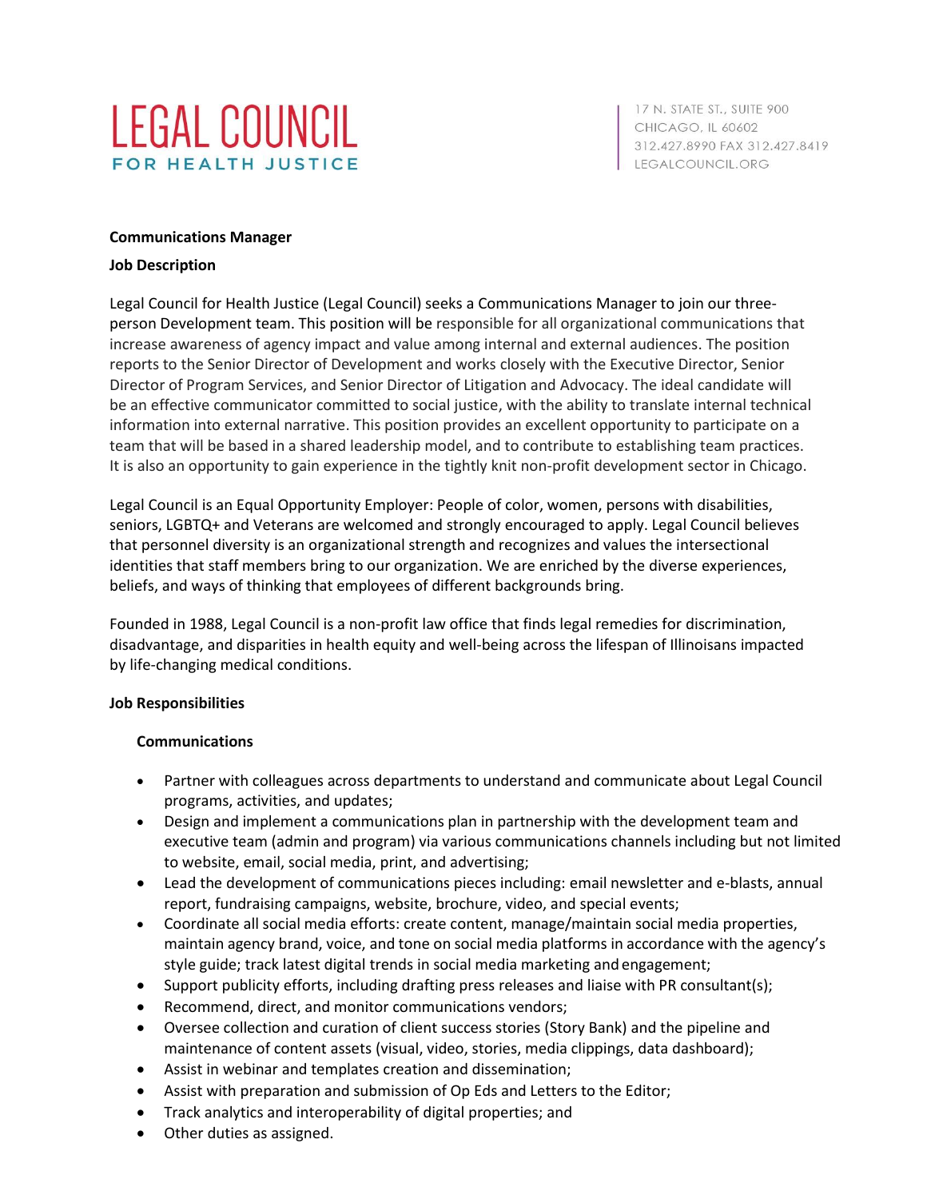# LEGAL COUNCIL
**FOR HEALTH JUSTICE**

17 N. STATE ST., SUITE 900
CHICAGO, IL 60602
312.427.8990 FAX 312.427.8419
LEGALCOUNCIL.ORG

**Communications Manager**

**Job Description**

Legal Council for Health Justice (Legal Council) seeks a Communications Manager to join our three-person Development team. This position will be responsible for all organizational communications that increase awareness of agency impact and value among internal and external audiences. The position reports to the Senior Director of Development and works closely with the Executive Director, Senior Director of Program Services, and Senior Director of Litigation and Advocacy. The ideal candidate will be an effective communicator committed to social justice, with the ability to translate internal technical information into external narrative. This position provides an excellent opportunity to participate on a team that will be based in a shared leadership model, and to contribute to establishing team practices. It is also an opportunity to gain experience in the tightly knit non-profit development sector in Chicago.

Legal Council is an Equal Opportunity Employer: People of color, women, persons with disabilities, seniors, LGBTQ+ and Veterans are welcomed and strongly encouraged to apply. Legal Council believes that personnel diversity is an organizational strength and recognizes and values the intersectional identities that staff members bring to our organization. We are enriched by the diverse experiences, beliefs, and ways of thinking that employees of different backgrounds bring.

Founded in 1988, Legal Council is a non-profit law office that finds legal remedies for discrimination, disadvantage, and disparities in health equity and well-being across the lifespan of Illinoisans impacted by life-changing medical conditions.

**Job Responsibilities**

**Communications**

- Partner with colleagues across departments to understand and communicate about Legal Council programs, activities, and updates;
- Design and implement a communications plan in partnership with the development team and executive team (admin and program) via various communications channels including but not limited to website, email, social media, print, and advertising;
- Lead the development of communications pieces including: email newsletter and e-blasts, annual report, fundraising campaigns, website, brochure, video, and special events;
- Coordinate all social media efforts: create content, manage/maintain social media properties, maintain agency brand, voice, and tone on social media platforms in accordance with the agency's style guide; track latest digital trends in social media marketing and engagement;
- Support publicity efforts, including drafting press releases and liaise with PR consultant(s);
- Recommend, direct, and monitor communications vendors;
- Oversee collection and curation of client success stories (Story Bank) and the pipeline and maintenance of content assets (visual, video, stories, media clippings, data dashboard);
- Assist in webinar and templates creation and dissemination;
- Assist with preparation and submission of Op Eds and Letters to the Editor;
- Track analytics and interoperability of digital properties; and
- Other duties as assigned.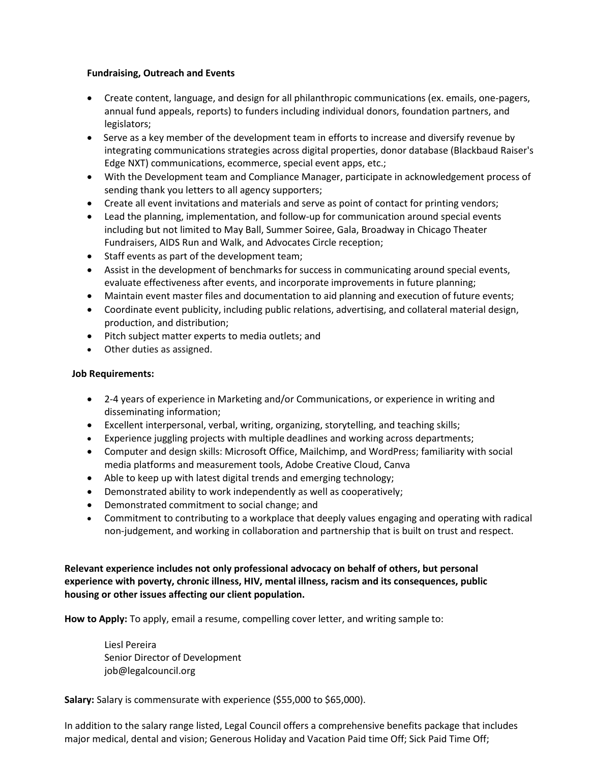**Fundraising, Outreach and Events**

- Create content, language, and design for all philanthropic communications (ex. emails, one-pagers, annual fund appeals, reports) to funders including individual donors, foundation partners, and legislators;
- Serve as a key member of the development team in efforts to increase and diversify revenue by integrating communications strategies across digital properties, donor database (Blackbaud Raiser's Edge NXT) communications, ecommerce, special event apps, etc.;
- With the Development team and Compliance Manager, participate in acknowledgement process of sending thank you letters to all agency supporters;
- Create all event invitations and materials and serve as point of contact for printing vendors;
- Lead the planning, implementation, and follow-up for communication around special events including but not limited to May Ball, Summer Soiree, Gala, Broadway in Chicago Theater Fundraisers, AIDS Run and Walk, and Advocates Circle reception;
- Staff events as part of the development team;
- Assist in the development of benchmarks for success in communicating around special events, evaluate effectiveness after events, and incorporate improvements in future planning;
- Maintain event master files and documentation to aid planning and execution of future events;
- Coordinate event publicity, including public relations, advertising, and collateral material design, production, and distribution;
- Pitch subject matter experts to media outlets; and
- Other duties as assigned.

**Job Requirements:**

- 2-4 years of experience in Marketing and/or Communications, or experience in writing and disseminating information;
- Excellent interpersonal, verbal, writing, organizing, storytelling, and teaching skills;
- Experience juggling projects with multiple deadlines and working across departments;
- Computer and design skills: Microsoft Office, Mailchimp, and WordPress; familiarity with social media platforms and measurement tools, Adobe Creative Cloud, Canva
- Able to keep up with latest digital trends and emerging technology;
- Demonstrated ability to work independently as well as cooperatively;
- Demonstrated commitment to social change; and
- Commitment to contributing to a workplace that deeply values engaging and operating with radical non-judgement, and working in collaboration and partnership that is built on trust and respect.

**Relevant experience includes not only professional advocacy on behalf of others, but personal experience with poverty, chronic illness, HIV, mental illness, racism and its consequences, public housing or other issues affecting our client population.**

**How to Apply:** To apply, email a resume, compelling cover letter, and writing sample to:

Liesl Pereira
Senior Director of Development
job@legalcouncil.org

**Salary:** Salary is commensurate with experience ($55,000 to $65,000).

In addition to the salary range listed, Legal Council offers a comprehensive benefits package that includes major medical, dental and vision; Generous Holiday and Vacation Paid time Off; Sick Paid Time Off;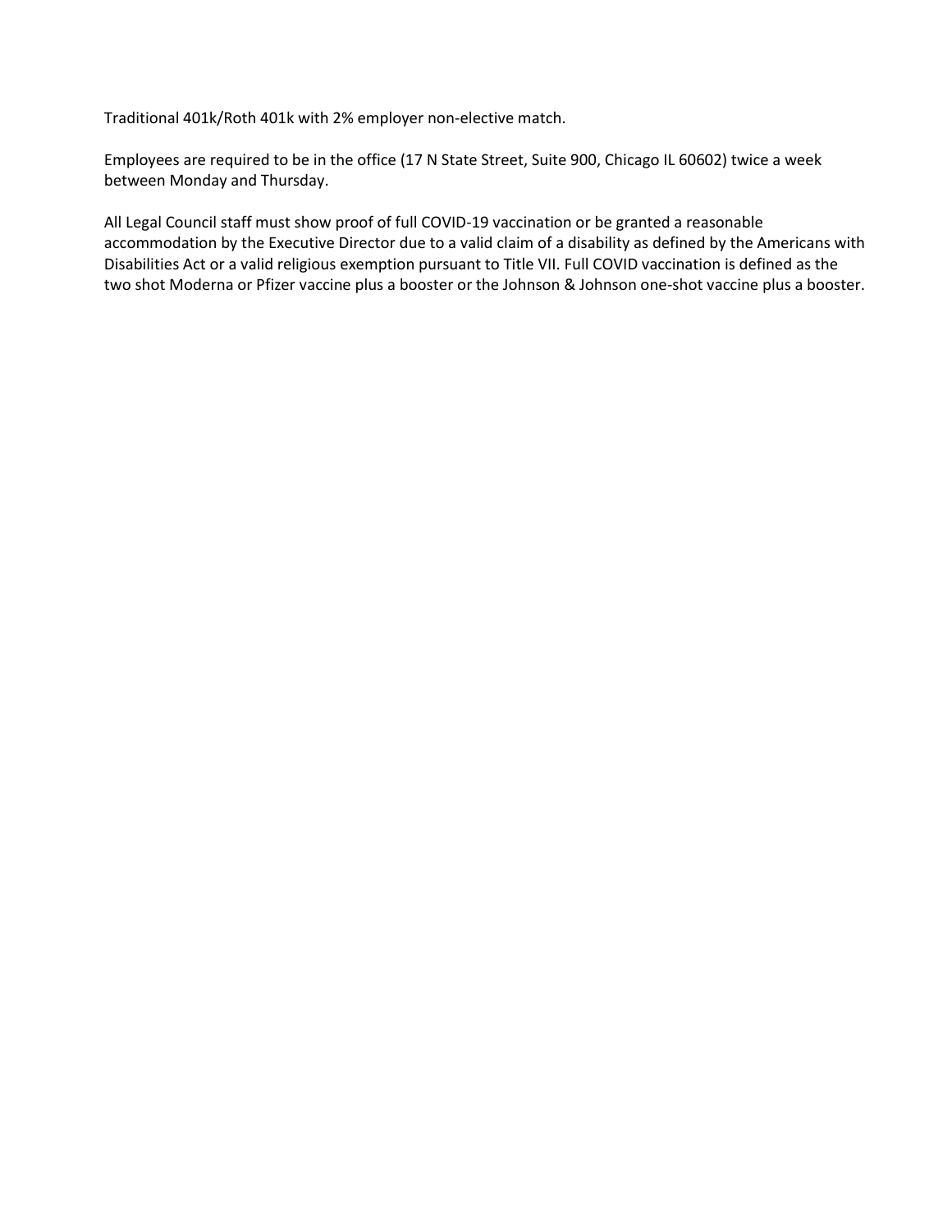Traditional 401k/Roth 401k with 2% employer non-elective match.

Employees are required to be in the office (17 N State Street, Suite 900, Chicago IL 60602) twice a week between Monday and Thursday.

All Legal Council staff must show proof of full COVID-19 vaccination or be granted a reasonable accommodation by the Executive Director due to a valid claim of a disability as defined by the Americans with Disabilities Act or a valid religious exemption pursuant to Title VII. Full COVID vaccination is defined as the two shot Moderna or Pfizer vaccine plus a booster or the Johnson & Johnson one-shot vaccine plus a booster.